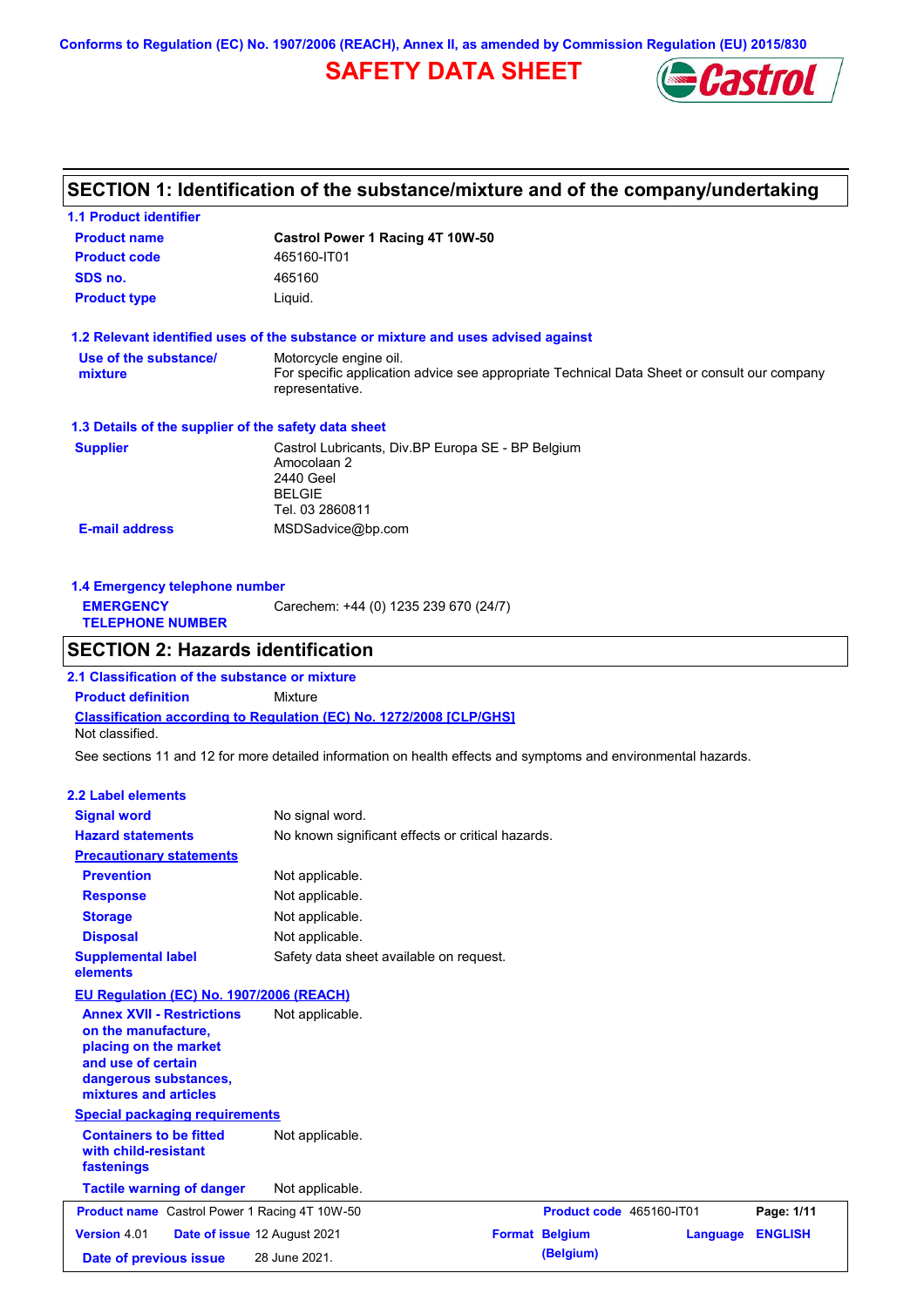Conforms to Regulation (EC) No. 1907/2006 (REACH), Annex II, as amended by Commission Regulation (EU) 2015/830

# SAFETY DATA SHEET

## SECTION 1: Identification of the substance/mixture and of the company/undertaking

### 1.1 Product identifier

| | |
|---|---|
| **Product name** | **Castrol Power 1 Racing 4T 10W-50** |
| **Product code** | 465160-IT01 |
| **SDS no.** | 465160 |
| **Product type** | Liquid. |

### 1.2 Relevant identified uses of the substance or mixture and uses advised against

| | |
|---|---|
| **Use of the substance/ mixture** | Motorcycle engine oil. For specific application advice see appropriate Technical Data Sheet or consult our company representative. |

### 1.3 Details of the supplier of the safety data sheet

| | |
|---|---|
| **Supplier** | Castrol Lubricants, Div.BP Europa SE - BP Belgium<br>Amocolaan 2<br>2440 Geel<br>BELGIE<br>Tel. 03 2860811 |
| **E-mail address** | MSDSadvice@bp.com |

### 1.4 Emergency telephone number

| | |
|---|---|
| **EMERGENCY TELEPHONE NUMBER** | Carechem: +44 (0) 1235 239 670 (24/7) |

## SECTION 2: Hazards identification

### 2.1 Classification of the substance or mixture

**Product definition** Mixture

**Classification according to Regulation (EC) No. 1272/2008 [CLP/GHS]**

Not classified.

See sections 11 and 12 for more detailed information on health effects and symptoms and environmental hazards.

### 2.2 Label elements

| | |
|---|---|
| **Signal word** | No signal word. |
| **Hazard statements** | No known significant effects or critical hazards. |
| **Precautionary statements** | |
| **Prevention** | Not applicable. |
| **Response** | Not applicable. |
| **Storage** | Not applicable. |
| **Disposal** | Not applicable. |
| **Supplemental label elements** | Safety data sheet available on request. |

**EU Regulation (EC) No. 1907/2006 (REACH)**

| | |
|---|---|
| **Annex XVII - Restrictions on the manufacture, placing on the market and use of certain dangerous substances, mixtures and articles** | Not applicable. |

**Special packaging requirements**

| | |
|---|---|
| **Containers to be fitted with child-resistant fastenings** | Not applicable. |
| **Tactile warning of danger** | Not applicable. |

| | | | |
|---|---|---|---|
| **Product name** Castrol Power 1 Racing 4T 10W-50 | | **Product code** 465160-IT01 | |
| **Version** 4.01 | **Date of issue** 12 August 2021 | **Format** Belgium (Belgium) | **Language** ENGLISH |
| **Date of previous issue** 28 June 2021. | | | |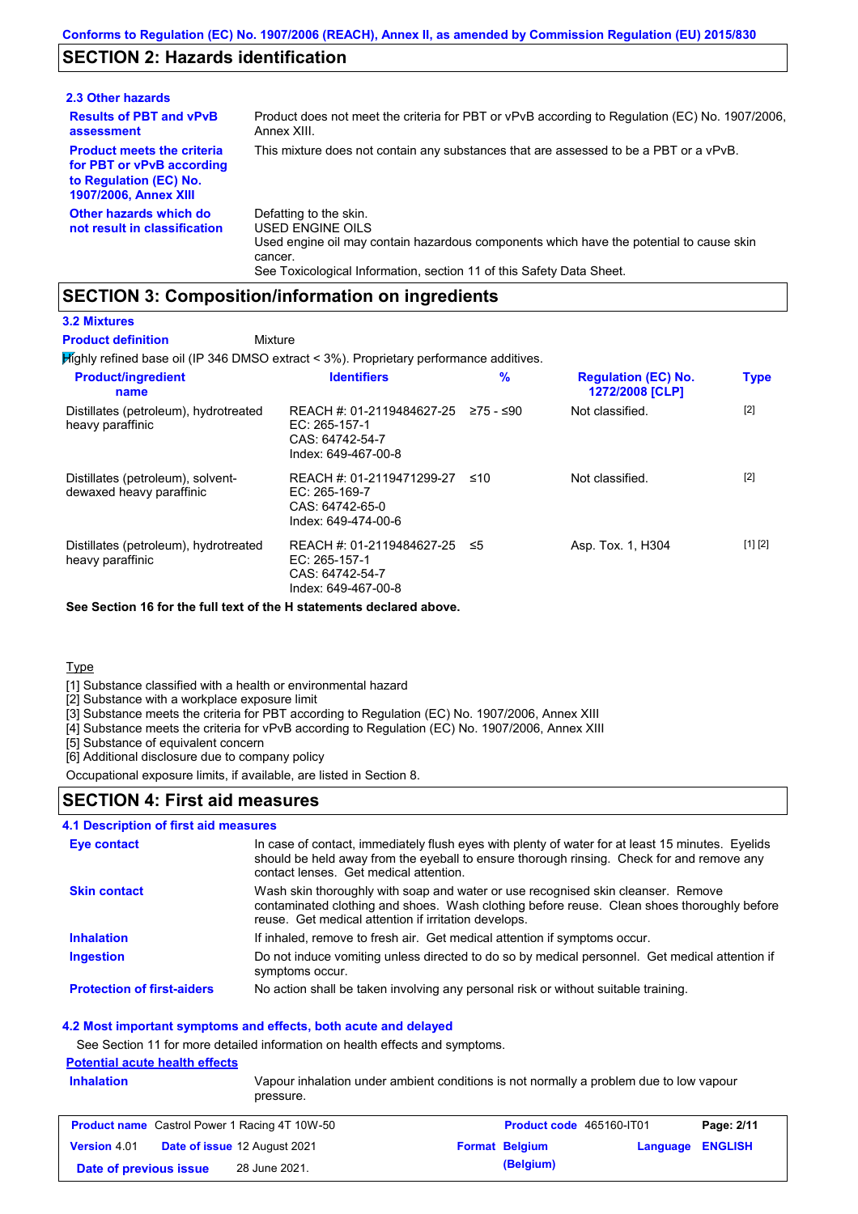Conforms to Regulation (EC) No. 1907/2006 (REACH), Annex II, as amended by Commission Regulation (EU) 2015/830

## SECTION 2: Hazards identification

### 2.3 Other hazards

**Results of PBT and vPvB assessment**: Product does not meet the criteria for PBT or vPvB according to Regulation (EC) No. 1907/2006, Annex XIII.

**Product meets the criteria for PBT or vPvB according to Regulation (EC) No. 1907/2006, Annex XIII**: This mixture does not contain any substances that are assessed to be a PBT or a vPvB.

**Other hazards which do not result in classification**: Defatting to the skin.
USED ENGINE OILS
Used engine oil may contain hazardous components which have the potential to cause skin cancer.
See Toxicological Information, section 11 of this Safety Data Sheet.

## SECTION 3: Composition/information on ingredients

### 3.2 Mixtures

**Product definition**: Mixture

Highly refined base oil (IP 346 DMSO extract < 3%). Proprietary performance additives.

| Product/ingredient name | Identifiers | % | Regulation (EC) No. 1272/2008 [CLP] | Type |
|---|---|---|---|---|
| Distillates (petroleum), hydrotreated heavy paraffinic | REACH #: 01-2119484627-25<br>EC: 265-157-1<br>CAS: 64742-54-7<br>Index: 649-467-00-8 | ≥75 - ≤90 | Not classified. | [2] |
| Distillates (petroleum), solvent-dewaxed heavy paraffinic | REACH #: 01-2119471299-27<br>EC: 265-169-7<br>CAS: 64742-65-0<br>Index: 649-474-00-6 | ≤10 | Not classified. | [2] |
| Distillates (petroleum), hydrotreated heavy paraffinic | REACH #: 01-2119484627-25<br>EC: 265-157-1<br>CAS: 64742-54-7<br>Index: 649-467-00-8 | ≤5 | Asp. Tox. 1, H304 | [1] [2] |

**See Section 16 for the full text of the H statements declared above.**

Type

[1] Substance classified with a health or environmental hazard
[2] Substance with a workplace exposure limit
[3] Substance meets the criteria for PBT according to Regulation (EC) No. 1907/2006, Annex XIII
[4] Substance meets the criteria for vPvB according to Regulation (EC) No. 1907/2006, Annex XIII
[5] Substance of equivalent concern
[6] Additional disclosure due to company policy

Occupational exposure limits, if available, are listed in Section 8.

## SECTION 4: First aid measures

### 4.1 Description of first aid measures

**Eye contact**: In case of contact, immediately flush eyes with plenty of water for at least 15 minutes. Eyelids should be held away from the eyeball to ensure thorough rinsing. Check for and remove any contact lenses. Get medical attention.

**Skin contact**: Wash skin thoroughly with soap and water or use recognised skin cleanser. Remove contaminated clothing and shoes. Wash clothing before reuse. Clean shoes thoroughly before reuse. Get medical attention if irritation develops.

**Inhalation**: If inhaled, remove to fresh air. Get medical attention if symptoms occur.

**Ingestion**: Do not induce vomiting unless directed to do so by medical personnel. Get medical attention if symptoms occur.

**Protection of first-aiders**: No action shall be taken involving any personal risk or without suitable training.

### 4.2 Most important symptoms and effects, both acute and delayed

See Section 11 for more detailed information on health effects and symptoms.

**Potential acute health effects**

**Inhalation**: Vapour inhalation under ambient conditions is not normally a problem due to low vapour pressure.

| Product name Castrol Power 1 Racing 4T 10W-50 | Product code 465160-IT01 | Page: 2/11 |
|---|---|---|
| Version 4.01 Date of issue 12 August 2021 | Format Belgium (Belgium) | Language ENGLISH |
| Date of previous issue 28 June 2021. | | |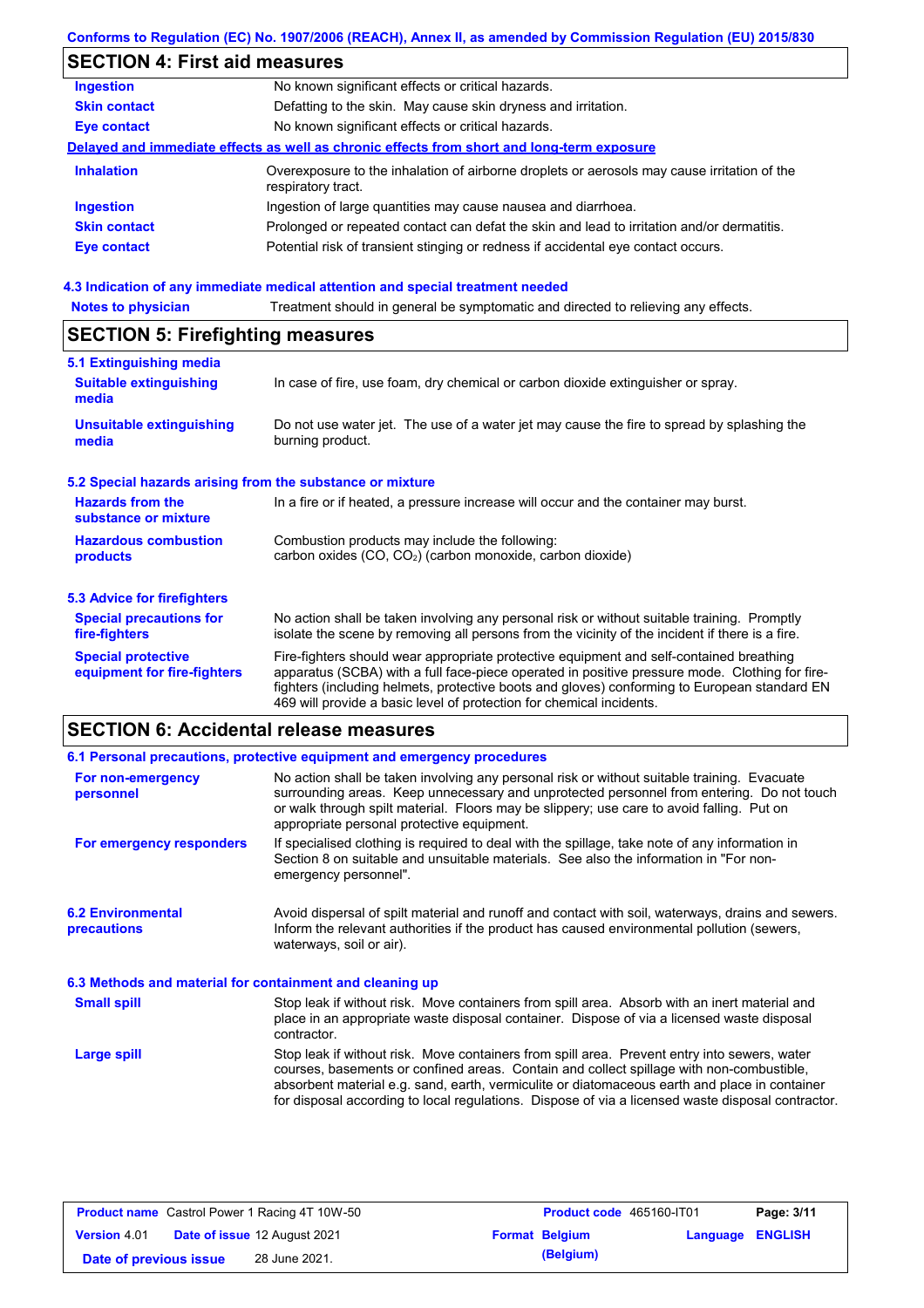## SECTION 4: First aid measures

| | |
|---|---|
| **Ingestion** | No known significant effects or critical hazards. |
| **Skin contact** | Defatting to the skin. May cause skin dryness and irritation. |
| **Eye contact** | No known significant effects or critical hazards. |

**Delayed and immediate effects as well as chronic effects from short and long-term exposure**

| | |
|---|---|
| **Inhalation** | Overexposure to the inhalation of airborne droplets or aerosols may cause irritation of the respiratory tract. |
| **Ingestion** | Ingestion of large quantities may cause nausea and diarrhoea. |
| **Skin contact** | Prolonged or repeated contact can defat the skin and lead to irritation and/or dermatitis. |
| **Eye contact** | Potential risk of transient stinging or redness if accidental eye contact occurs. |

### 4.3 Indication of any immediate medical attention and special treatment needed

| | |
|---|---|
| **Notes to physician** | Treatment should in general be symptomatic and directed to relieving any effects. |

## SECTION 5: Firefighting measures

### 5.1 Extinguishing media

| | |
|---|---|
| **Suitable extinguishing media** | In case of fire, use foam, dry chemical or carbon dioxide extinguisher or spray. |
| **Unsuitable extinguishing media** | Do not use water jet. The use of a water jet may cause the fire to spread by splashing the burning product. |

### 5.2 Special hazards arising from the substance or mixture

| | |
|---|---|
| **Hazards from the substance or mixture** | In a fire or if heated, a pressure increase will occur and the container may burst. |
| **Hazardous combustion products** | Combustion products may include the following: carbon oxides (CO, $CO_2$) (carbon monoxide, carbon dioxide) |

### 5.3 Advice for firefighters

| | |
|---|---|
| **Special precautions for fire-fighters** | No action shall be taken involving any personal risk or without suitable training. Promptly isolate the scene by removing all persons from the vicinity of the incident if there is a fire. |
| **Special protective equipment for fire-fighters** | Fire-fighters should wear appropriate protective equipment and self-contained breathing apparatus (SCBA) with a full face-piece operated in positive pressure mode. Clothing for fire-fighters (including helmets, protective boots and gloves) conforming to European standard EN 469 will provide a basic level of protection for chemical incidents. |

## SECTION 6: Accidental release measures

### 6.1 Personal precautions, protective equipment and emergency procedures

| | |
|---|---|
| **For non-emergency personnel** | No action shall be taken involving any personal risk or without suitable training. Evacuate surrounding areas. Keep unnecessary and unprotected personnel from entering. Do not touch or walk through spilt material. Floors may be slippery; use care to avoid falling. Put on appropriate personal protective equipment. |
| **For emergency responders** | If specialised clothing is required to deal with the spillage, take note of any information in Section 8 on suitable and unsuitable materials. See also the information in "For non-emergency personnel". |

| | |
|---|---|
| **6.2 Environmental precautions** | Avoid dispersal of spilt material and runoff and contact with soil, waterways, drains and sewers. Inform the relevant authorities if the product has caused environmental pollution (sewers, waterways, soil or air). |

### 6.3 Methods and material for containment and cleaning up

| | |
|---|---|
| **Small spill** | Stop leak if without risk. Move containers from spill area. Absorb with an inert material and place in an appropriate waste disposal container. Dispose of via a licensed waste disposal contractor. |
| **Large spill** | Stop leak if without risk. Move containers from spill area. Prevent entry into sewers, water courses, basements or confined areas. Contain and collect spillage with non-combustible, absorbent material e.g. sand, earth, vermiculite or diatomaceous earth and place in container for disposal according to local regulations. Dispose of via a licensed waste disposal contractor. |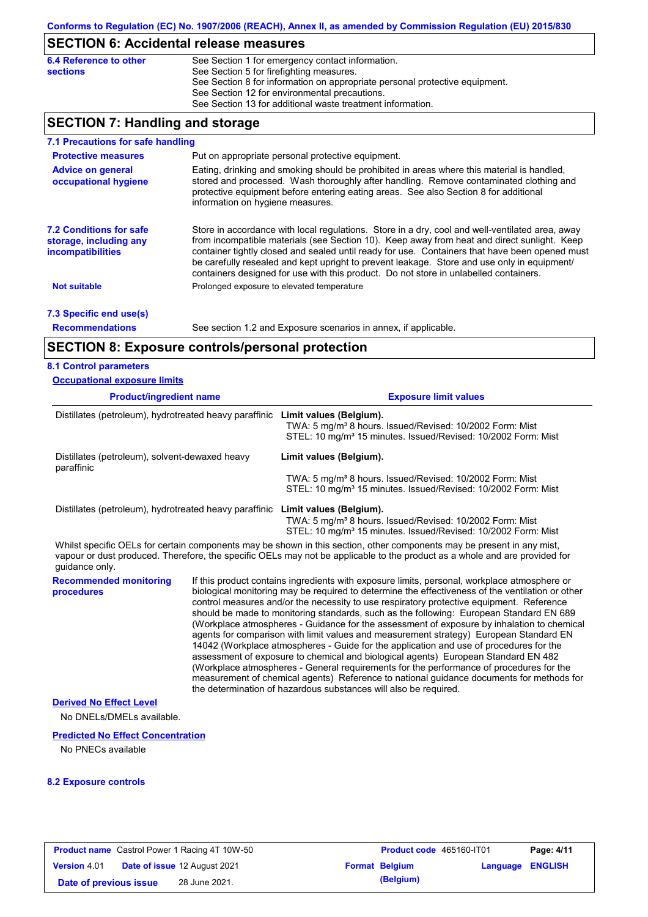## SECTION 6: Accidental release measures

**6.4 Reference to other sections**

See Section 1 for emergency contact information.
See Section 5 for firefighting measures.
See Section 8 for information on appropriate personal protective equipment.
See Section 12 for environmental precautions.
See Section 13 for additional waste treatment information.

## SECTION 7: Handling and storage

### 7.1 Precautions for safe handling

**Protective measures**

Put on appropriate personal protective equipment.

**Advice on general occupational hygiene**

Eating, drinking and smoking should be prohibited in areas where this material is handled, stored and processed. Wash thoroughly after handling. Remove contaminated clothing and protective equipment before entering eating areas. See also Section 8 for additional information on hygiene measures.

### 7.2 Conditions for safe storage, including any incompatibilities

Store in accordance with local regulations. Store in a dry, cool and well-ventilated area, away from incompatible materials (see Section 10). Keep away from heat and direct sunlight. Keep container tightly closed and sealed until ready for use. Containers that have been opened must be carefully resealed and kept upright to prevent leakage. Store and use only in equipment/ containers designed for use with this product. Do not store in unlabelled containers.

**Not suitable**

Prolonged exposure to elevated temperature

### 7.3 Specific end use(s)

**Recommendations**

See section 1.2 and Exposure scenarios in annex, if applicable.

## SECTION 8: Exposure controls/personal protection

### 8.1 Control parameters

**Occupational exposure limits**

| Product/ingredient name | Exposure limit values |
|---|---|
| Distillates (petroleum), hydrotreated heavy paraffinic | **Limit values (Belgium).**<br>TWA: 5 mg/m³ 8 hours. Issued/Revised: 10/2002 Form: Mist<br>STEL: 10 mg/m³ 15 minutes. Issued/Revised: 10/2002 Form: Mist |
| Distillates (petroleum), solvent-dewaxed heavy paraffinic | **Limit values (Belgium).**<br>TWA: 5 mg/m³ 8 hours. Issued/Revised: 10/2002 Form: Mist<br>STEL: 10 mg/m³ 15 minutes. Issued/Revised: 10/2002 Form: Mist |
| Distillates (petroleum), hydrotreated heavy paraffinic | **Limit values (Belgium).**<br>TWA: 5 mg/m³ 8 hours. Issued/Revised: 10/2002 Form: Mist<br>STEL: 10 mg/m³ 15 minutes. Issued/Revised: 10/2002 Form: Mist |

Whilst specific OELs for certain components may be shown in this section, other components may be present in any mist, vapour or dust produced. Therefore, the specific OELs may not be applicable to the product as a whole and are provided for guidance only.

**Recommended monitoring procedures**

If this product contains ingredients with exposure limits, personal, workplace atmosphere or biological monitoring may be required to determine the effectiveness of the ventilation or other control measures and/or the necessity to use respiratory protective equipment. Reference should be made to monitoring standards, such as the following: European Standard EN 689 (Workplace atmospheres - Guidance for the assessment of exposure by inhalation to chemical agents for comparison with limit values and measurement strategy) European Standard EN 14042 (Workplace atmospheres - Guide for the application and use of procedures for the assessment of exposure to chemical and biological agents) European Standard EN 482 (Workplace atmospheres - General requirements for the performance of procedures for the measurement of chemical agents) Reference to national guidance documents for methods for the determination of hazardous substances will also be required.

**Derived No Effect Level**

No DNELs/DMELs available.

**Predicted No Effect Concentration**

No PNECs available

### 8.2 Exposure controls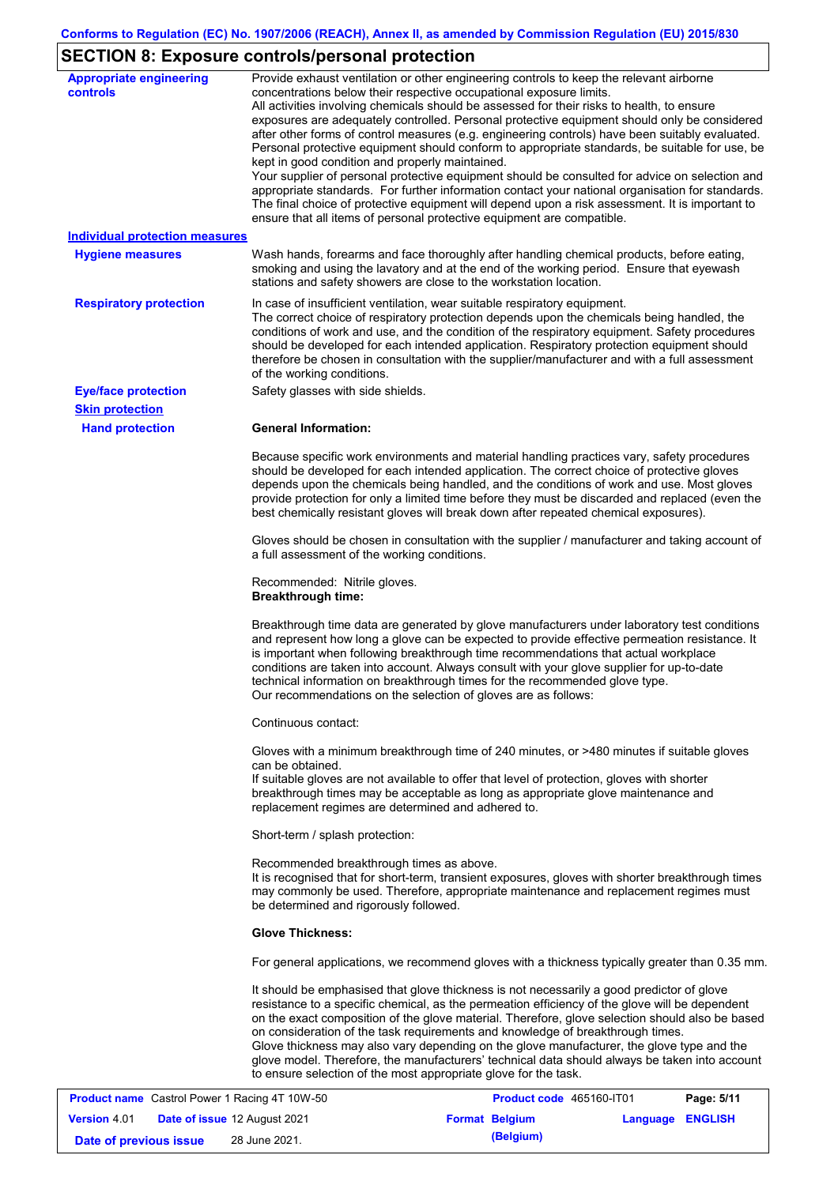## SECTION 8: Exposure controls/personal protection

**Appropriate engineering controls**

Provide exhaust ventilation or other engineering controls to keep the relevant airborne concentrations below their respective occupational exposure limits.
All activities involving chemicals should be assessed for their risks to health, to ensure exposures are adequately controlled. Personal protective equipment should only be considered after other forms of control measures (e.g. engineering controls) have been suitably evaluated. Personal protective equipment should conform to appropriate standards, be suitable for use, be kept in good condition and properly maintained.
Your supplier of personal protective equipment should be consulted for advice on selection and appropriate standards. For further information contact your national organisation for standards. The final choice of protective equipment will depend upon a risk assessment. It is important to ensure that all items of personal protective equipment are compatible.

**Individual protection measures**

**Hygiene measures**

Wash hands, forearms and face thoroughly after handling chemical products, before eating, smoking and using the lavatory and at the end of the working period. Ensure that eyewash stations and safety showers are close to the workstation location.

**Respiratory protection**

In case of insufficient ventilation, wear suitable respiratory equipment.
The correct choice of respiratory protection depends upon the chemicals being handled, the conditions of work and use, and the condition of the respiratory equipment. Safety procedures should be developed for each intended application. Respiratory protection equipment should therefore be chosen in consultation with the supplier/manufacturer and with a full assessment of the working conditions.

**Eye/face protection**

Safety glasses with side shields.

**Skin protection**

**Hand protection**

**General Information:**

Because specific work environments and material handling practices vary, safety procedures should be developed for each intended application. The correct choice of protective gloves depends upon the chemicals being handled, and the conditions of work and use. Most gloves provide protection for only a limited time before they must be discarded and replaced (even the best chemically resistant gloves will break down after repeated chemical exposures).

Gloves should be chosen in consultation with the supplier / manufacturer and taking account of a full assessment of the working conditions.

Recommended: Nitrile gloves.
**Breakthrough time:**

Breakthrough time data are generated by glove manufacturers under laboratory test conditions and represent how long a glove can be expected to provide effective permeation resistance. It is important when following breakthrough time recommendations that actual workplace conditions are taken into account. Always consult with your glove supplier for up-to-date technical information on breakthrough times for the recommended glove type.
Our recommendations on the selection of gloves are as follows:

Continuous contact:

Gloves with a minimum breakthrough time of 240 minutes, or >480 minutes if suitable gloves can be obtained.
If suitable gloves are not available to offer that level of protection, gloves with shorter breakthrough times may be acceptable as long as appropriate glove maintenance and replacement regimes are determined and adhered to.

Short-term / splash protection:

Recommended breakthrough times as above.
It is recognised that for short-term, transient exposures, gloves with shorter breakthrough times may commonly be used. Therefore, appropriate maintenance and replacement regimes must be determined and rigorously followed.

**Glove Thickness:**

For general applications, we recommend gloves with a thickness typically greater than 0.35 mm.

It should be emphasised that glove thickness is not necessarily a good predictor of glove resistance to a specific chemical, as the permeation efficiency of the glove will be dependent on the exact composition of the glove material. Therefore, glove selection should also be based on consideration of the task requirements and knowledge of breakthrough times.
Glove thickness may also vary depending on the glove manufacturer, the glove type and the glove model. Therefore, the manufacturers' technical data should always be taken into account to ensure selection of the most appropriate glove for the task.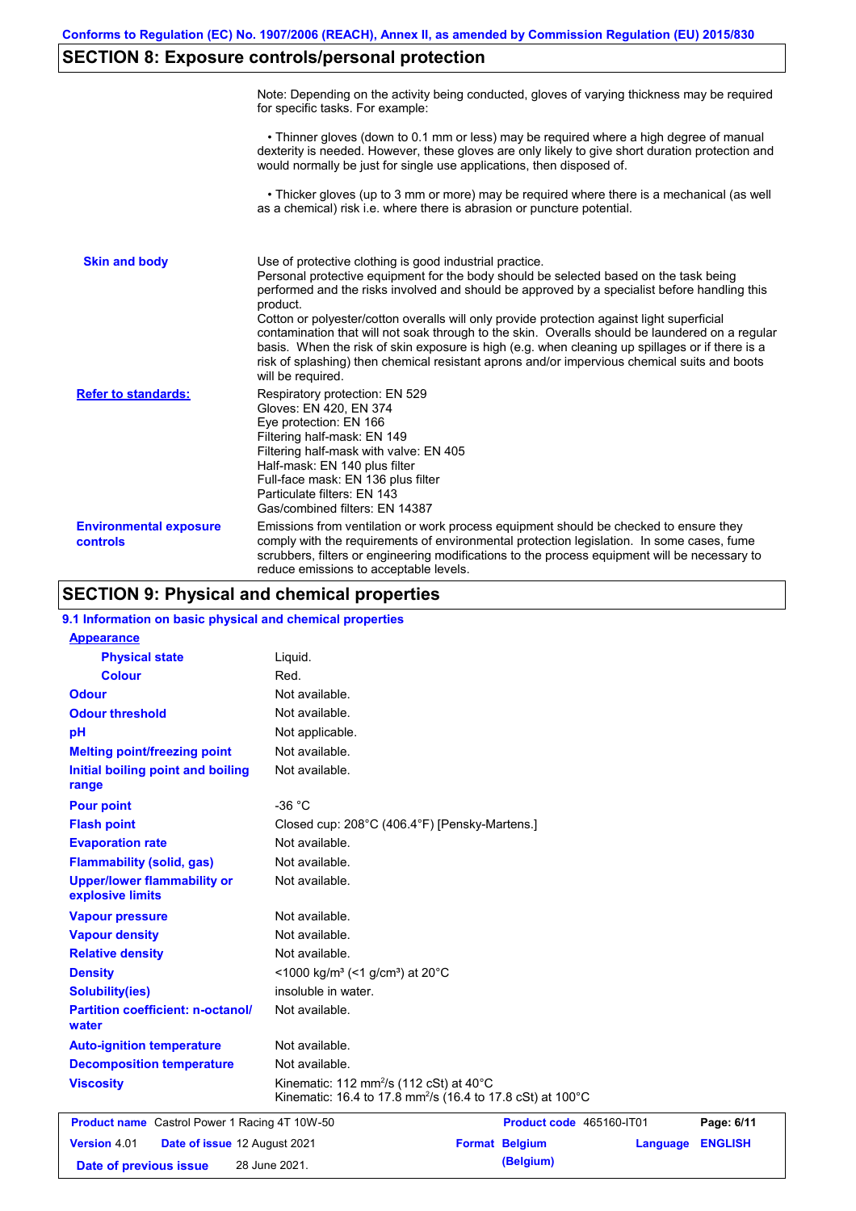## SECTION 8: Exposure controls/personal protection

Note: Depending on the activity being conducted, gloves of varying thickness may be required for specific tasks. For example:

• Thinner gloves (down to 0.1 mm or less) may be required where a high degree of manual dexterity is needed. However, these gloves are only likely to give short duration protection and would normally be just for single use applications, then disposed of.

• Thicker gloves (up to 3 mm or more) may be required where there is a mechanical (as well as a chemical) risk i.e. where there is abrasion or puncture potential.

**Skin and body**

Use of protective clothing is good industrial practice.
Personal protective equipment for the body should be selected based on the task being performed and the risks involved and should be approved by a specialist before handling this product.
Cotton or polyester/cotton overalls will only provide protection against light superficial contamination that will not soak through to the skin. Overalls should be laundered on a regular basis. When the risk of skin exposure is high (e.g. when cleaning up spillages or if there is a risk of splashing) then chemical resistant aprons and/or impervious chemical suits and boots will be required.

**Refer to standards:**

Respiratory protection: EN 529
Gloves: EN 420, EN 374
Eye protection: EN 166
Filtering half-mask: EN 149
Filtering half-mask with valve: EN 405
Half-mask: EN 140 plus filter
Full-face mask: EN 136 plus filter
Particulate filters: EN 143
Gas/combined filters: EN 14387

**Environmental exposure controls**

Emissions from ventilation or work process equipment should be checked to ensure they comply with the requirements of environmental protection legislation. In some cases, fume scrubbers, filters or engineering modifications to the process equipment will be necessary to reduce emissions to acceptable levels.

## SECTION 9: Physical and chemical properties

### 9.1 Information on basic physical and chemical properties

| Property | Value |
|---|---|
| **Appearance** | |
| Physical state | Liquid. |
| Colour | Red. |
| Odour | Not available. |
| Odour threshold | Not available. |
| pH | Not applicable. |
| Melting point/freezing point | Not available. |
| Initial boiling point and boiling range | Not available. |
| Pour point | -36 °C |
| Flash point | Closed cup: 208°C (406.4°F) [Pensky-Martens.] |
| Evaporation rate | Not available. |
| Flammability (solid, gas) | Not available. |
| Upper/lower flammability or explosive limits | Not available. |
| Vapour pressure | Not available. |
| Vapour density | Not available. |
| Relative density | Not available. |
| Density | <1000 kg/m³ (<1 g/cm³) at 20°C |
| Solubility(ies) | insoluble in water. |
| Partition coefficient: n-octanol/water | Not available. |
| Auto-ignition temperature | Not available. |
| Decomposition temperature | Not available. |
| Viscosity | Kinematic: 112 mm²/s (112 cSt) at 40°C<br>Kinematic: 16.4 to 17.8 mm²/s (16.4 to 17.8 cSt) at 100°C |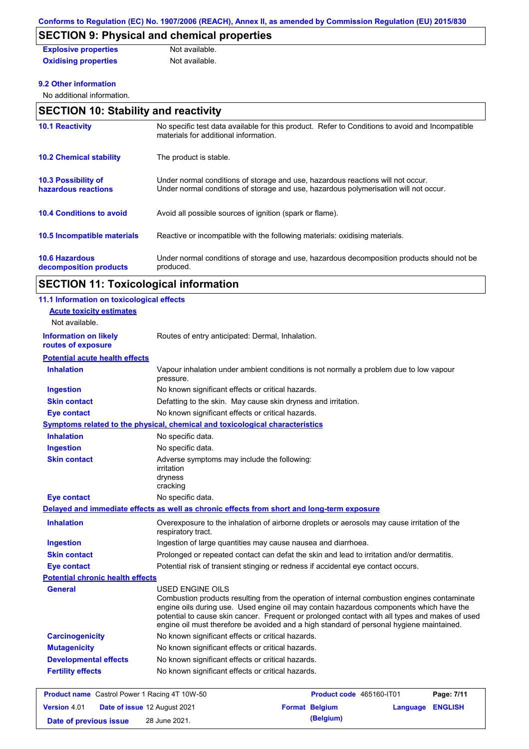## SECTION 9: Physical and chemical properties

| | |
|---|---|
| **Explosive properties** | Not available. |
| **Oxidising properties** | Not available. |

### 9.2 Other information

No additional information.

## SECTION 10: Stability and reactivity

| | |
|---|---|
| **10.1 Reactivity** | No specific test data available for this product. Refer to Conditions to avoid and Incompatible materials for additional information. |
| **10.2 Chemical stability** | The product is stable. |
| **10.3 Possibility of hazardous reactions** | Under normal conditions of storage and use, hazardous reactions will not occur. Under normal conditions of storage and use, hazardous polymerisation will not occur. |
| **10.4 Conditions to avoid** | Avoid all possible sources of ignition (spark or flame). |
| **10.5 Incompatible materials** | Reactive or incompatible with the following materials: oxidising materials. |
| **10.6 Hazardous decomposition products** | Under normal conditions of storage and use, hazardous decomposition products should not be produced. |

## SECTION 11: Toxicological information

### 11.1 Information on toxicological effects

**Acute toxicity estimates**

Not available.

| | |
|---|---|
| **Information on likely routes of exposure** | Routes of entry anticipated: Dermal, Inhalation. |

**Potential acute health effects**

| | |
|---|---|
| **Inhalation** | Vapour inhalation under ambient conditions is not normally a problem due to low vapour pressure. |
| **Ingestion** | No known significant effects or critical hazards. |
| **Skin contact** | Defatting to the skin. May cause skin dryness and irritation. |
| **Eye contact** | No known significant effects or critical hazards. |

**Symptoms related to the physical, chemical and toxicological characteristics**

| | |
|---|---|
| **Inhalation** | No specific data. |
| **Ingestion** | No specific data. |
| **Skin contact** | Adverse symptoms may include the following:<br>irritation<br>dryness<br>cracking |
| **Eye contact** | No specific data. |

**Delayed and immediate effects as well as chronic effects from short and long-term exposure**

| | |
|---|---|
| **Inhalation** | Overexposure to the inhalation of airborne droplets or aerosols may cause irritation of the respiratory tract. |
| **Ingestion** | Ingestion of large quantities may cause nausea and diarrhoea. |
| **Skin contact** | Prolonged or repeated contact can defat the skin and lead to irritation and/or dermatitis. |
| **Eye contact** | Potential risk of transient stinging or redness if accidental eye contact occurs. |

**Potential chronic health effects**

| | |
|---|---|
| **General** | USED ENGINE OILS<br>Combustion products resulting from the operation of internal combustion engines contaminate engine oils during use. Used engine oil may contain hazardous components which have the potential to cause skin cancer. Frequent or prolonged contact with all types and makes of used engine oil must therefore be avoided and a high standard of personal hygiene maintained. |
| **Carcinogenicity** | No known significant effects or critical hazards. |
| **Mutagenicity** | No known significant effects or critical hazards. |
| **Developmental effects** | No known significant effects or critical hazards. |
| **Fertility effects** | No known significant effects or critical hazards. |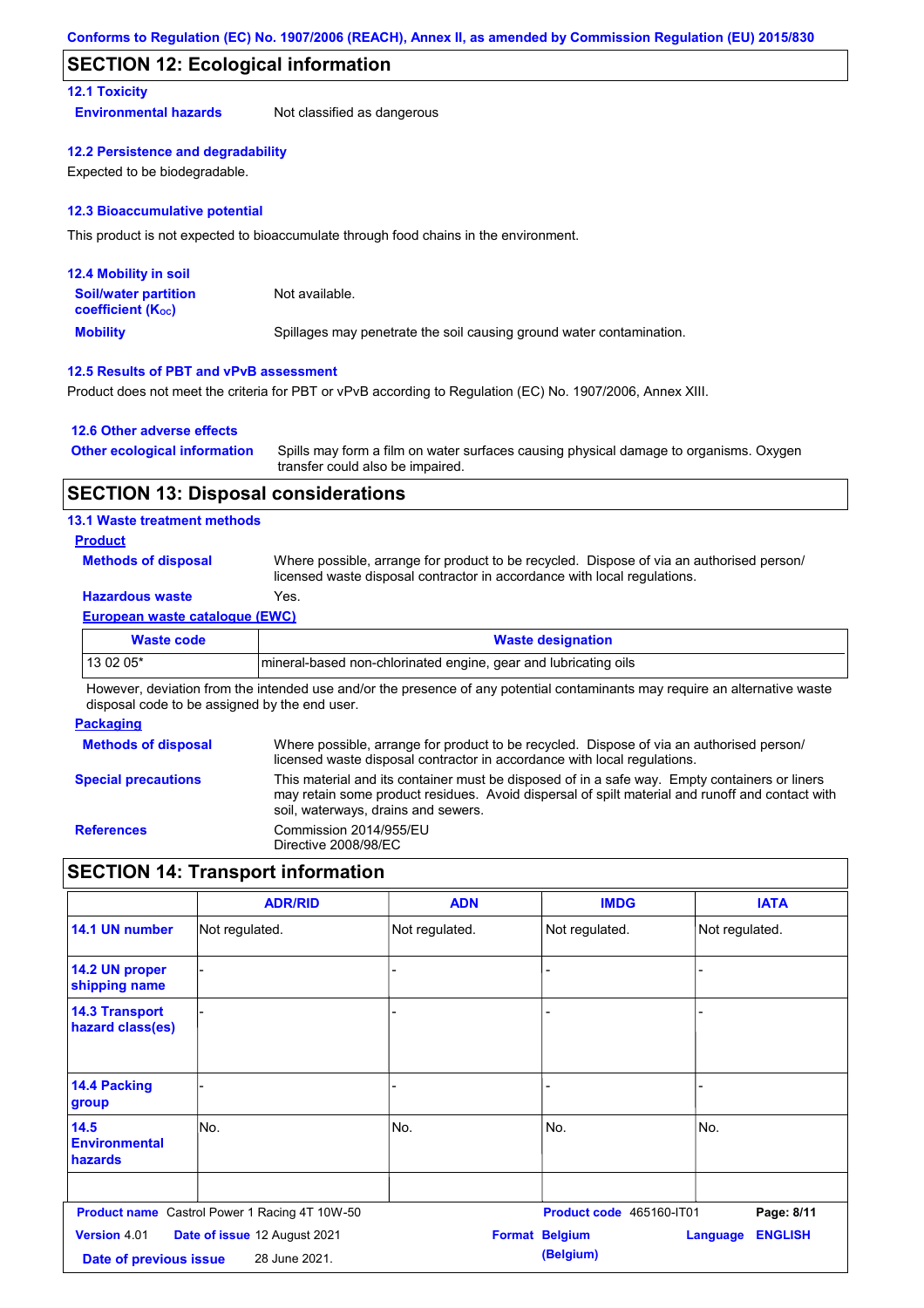## SECTION 12: Ecological information

### 12.1 Toxicity

**Environmental hazards** Not classified as dangerous

### 12.2 Persistence and degradability

Expected to be biodegradable.

### 12.3 Bioaccumulative potential

This product is not expected to bioaccumulate through food chains in the environment.

### 12.4 Mobility in soil

**Soil/water partition coefficient ($K_{OC}$)** Not available.

**Mobility** Spillages may penetrate the soil causing ground water contamination.

### 12.5 Results of PBT and vPvB assessment

Product does not meet the criteria for PBT or vPvB according to Regulation (EC) No. 1907/2006, Annex XIII.

### 12.6 Other adverse effects

**Other ecological information** Spills may form a film on water surfaces causing physical damage to organisms. Oxygen transfer could also be impaired.

## SECTION 13: Disposal considerations

### 13.1 Waste treatment methods

**Product**

**Methods of disposal** Where possible, arrange for product to be recycled. Dispose of via an authorised person/ licensed waste disposal contractor in accordance with local regulations.

**Hazardous waste** Yes.

**European waste catalogue (EWC)**

| Waste code | Waste designation |
|---|---|
| 13 02 05* | mineral-based non-chlorinated engine, gear and lubricating oils |

However, deviation from the intended use and/or the presence of any potential contaminants may require an alternative waste disposal code to be assigned by the end user.

**Packaging**

**Methods of disposal** Where possible, arrange for product to be recycled. Dispose of via an authorised person/ licensed waste disposal contractor in accordance with local regulations.

**Special precautions** This material and its container must be disposed of in a safe way. Empty containers or liners may retain some product residues. Avoid dispersal of spilt material and runoff and contact with soil, waterways, drains and sewers.

**References** Commission 2014/955/EU
Directive 2008/98/EC

## SECTION 14: Transport information

| | ADR/RID | ADN | IMDG | IATA |
|---|---|---|---|---|
| 14.1 UN number | Not regulated. | Not regulated. | Not regulated. | Not regulated. |
| 14.2 UN proper shipping name | - | - | - | - |
| 14.3 Transport hazard class(es) | - | - | - | - |
| 14.4 Packing group | - | - | - | - |
| 14.5 Environmental hazards | No. | No. | No. | No. |
| | | | | |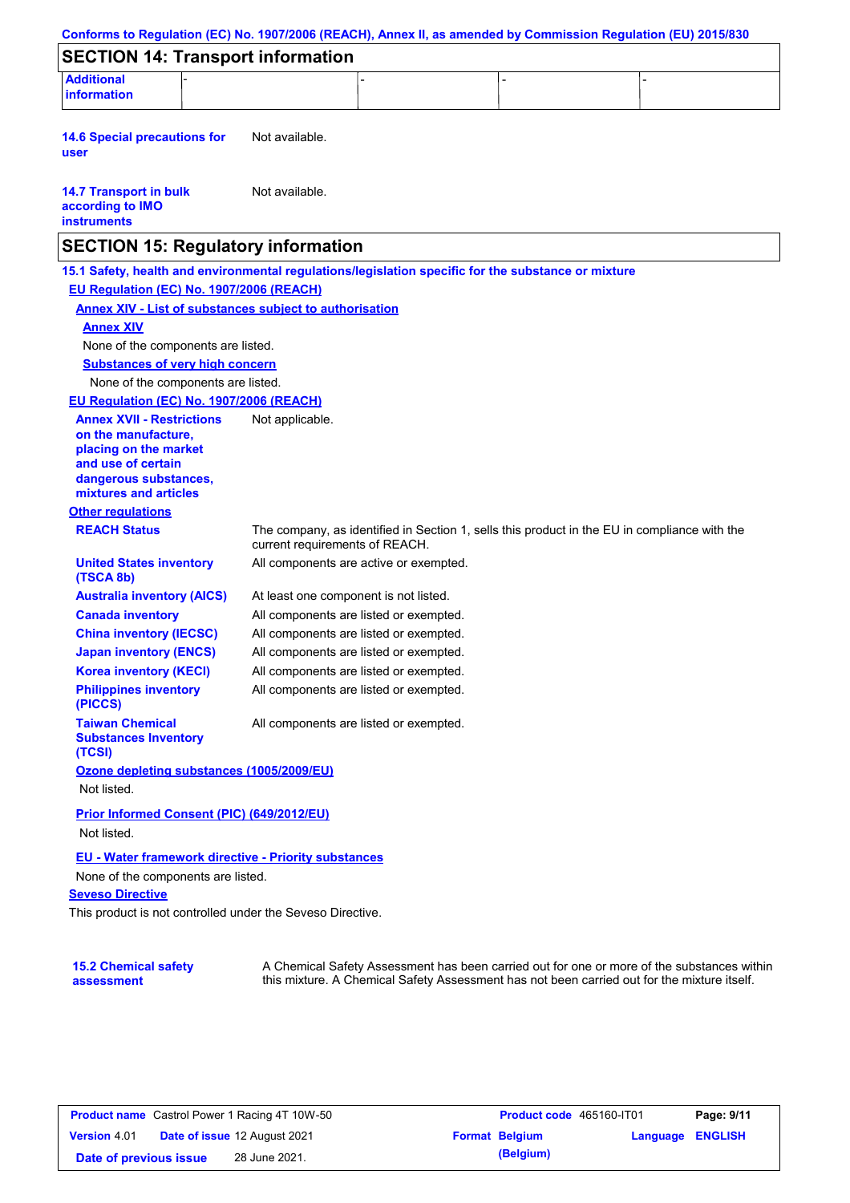## SECTION 14: Transport information

| Additional information | - | - | - | - |
|---|---|---|---|---|

**14.6 Special precautions for user** Not available.

**14.7 Transport in bulk according to IMO instruments** Not available.

## SECTION 15: Regulatory information

**15.1 Safety, health and environmental regulations/legislation specific for the substance or mixture**

**EU Regulation (EC) No. 1907/2006 (REACH)**

**Annex XIV - List of substances subject to authorisation**

**Annex XIV**

None of the components are listed.

**Substances of very high concern**

None of the components are listed.

**EU Regulation (EC) No. 1907/2006 (REACH)**

**Annex XVII - Restrictions on the manufacture, placing on the market and use of certain dangerous substances, mixtures and articles** Not applicable.

**Other regulations**

| | |
|---|---|
| **REACH Status** | The company, as identified in Section 1, sells this product in the EU in compliance with the current requirements of REACH. |
| **United States inventory (TSCA 8b)** | All components are active or exempted. |
| **Australia inventory (AICS)** | At least one component is not listed. |
| **Canada inventory** | All components are listed or exempted. |
| **China inventory (IECSC)** | All components are listed or exempted. |
| **Japan inventory (ENCS)** | All components are listed or exempted. |
| **Korea inventory (KECI)** | All components are listed or exempted. |
| **Philippines inventory (PICCS)** | All components are listed or exempted. |
| **Taiwan Chemical Substances Inventory (TCSI)** | All components are listed or exempted. |

**Ozone depleting substances (1005/2009/EU)**

Not listed.

**Prior Informed Consent (PIC) (649/2012/EU)**

Not listed.

**EU - Water framework directive - Priority substances**

None of the components are listed.

**Seveso Directive**

This product is not controlled under the Seveso Directive.

**15.2 Chemical safety assessment** A Chemical Safety Assessment has been carried out for one or more of the substances within this mixture. A Chemical Safety Assessment has not been carried out for the mixture itself.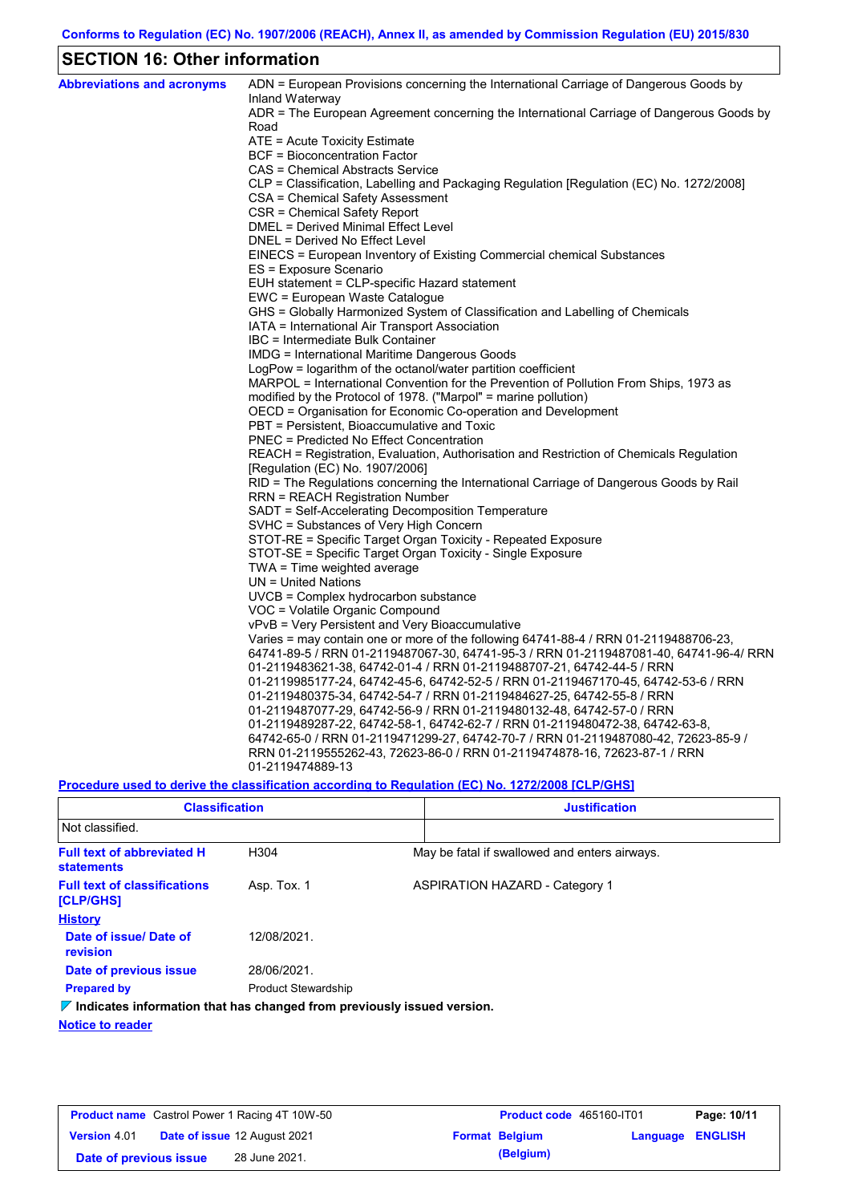Conforms to Regulation (EC) No. 1907/2006 (REACH), Annex II, as amended by Commission Regulation (EU) 2015/830

## SECTION 16: Other information

**Abbreviations and acronyms**

ADN = European Provisions concerning the International Carriage of Dangerous Goods by Inland Waterway
ADR = The European Agreement concerning the International Carriage of Dangerous Goods by Road
ATE = Acute Toxicity Estimate
BCF = Bioconcentration Factor
CAS = Chemical Abstracts Service
CLP = Classification, Labelling and Packaging Regulation [Regulation (EC) No. 1272/2008]
CSA = Chemical Safety Assessment
CSR = Chemical Safety Report
DMEL = Derived Minimal Effect Level
DNEL = Derived No Effect Level
EINECS = European Inventory of Existing Commercial chemical Substances
ES = Exposure Scenario
EUH statement = CLP-specific Hazard statement
EWC = European Waste Catalogue
GHS = Globally Harmonized System of Classification and Labelling of Chemicals
IATA = International Air Transport Association
IBC = Intermediate Bulk Container
IMDG = International Maritime Dangerous Goods
LogPow = logarithm of the octanol/water partition coefficient
MARPOL = International Convention for the Prevention of Pollution From Ships, 1973 as modified by the Protocol of 1978. ("Marpol" = marine pollution)
OECD = Organisation for Economic Co-operation and Development
PBT = Persistent, Bioaccumulative and Toxic
PNEC = Predicted No Effect Concentration
REACH = Registration, Evaluation, Authorisation and Restriction of Chemicals Regulation [Regulation (EC) No. 1907/2006]
RID = The Regulations concerning the International Carriage of Dangerous Goods by Rail
RRN = REACH Registration Number
SADT = Self-Accelerating Decomposition Temperature
SVHC = Substances of Very High Concern
STOT-RE = Specific Target Organ Toxicity - Repeated Exposure
STOT-SE = Specific Target Organ Toxicity - Single Exposure
TWA = Time weighted average
UN = United Nations
UVCB = Complex hydrocarbon substance
VOC = Volatile Organic Compound
vPvB = Very Persistent and Very Bioaccumulative
Varies = may contain one or more of the following 64741-88-4 / RRN 01-2119488706-23, 64741-89-5 / RRN 01-2119487067-30, 64741-95-3 / RRN 01-2119487081-40, 64741-96-4/ RRN 01-2119483621-38, 64742-01-4 / RRN 01-2119488707-21, 64742-44-5 / RRN 01-2119985177-24, 64742-45-6, 64742-52-5 / RRN 01-2119467170-45, 64742-53-6 / RRN 01-2119480375-34, 64742-54-7 / RRN 01-2119484627-25, 64742-55-8 / RRN 01-2119487077-29, 64742-56-9 / RRN 01-2119480132-48, 64742-57-0 / RRN 01-2119489287-22, 64742-58-1, 64742-62-7 / RRN 01-2119480472-38, 64742-63-8, 64742-65-0 / RRN 01-2119471299-27, 64742-70-7 / RRN 01-2119487080-42, 72623-85-9 / RRN 01-2119555262-43, 72623-86-0 / RRN 01-2119474878-16, 72623-87-1 / RRN 01-2119474889-13

**Procedure used to derive the classification according to Regulation (EC) No. 1272/2008 [CLP/GHS]**

| Classification | Justification |
|---|---|
| Not classified. | |

**Full text of abbreviated H statements**

H304 — May be fatal if swallowed and enters airways.

**Full text of classifications [CLP/GHS]**

Asp. Tox. 1 — ASPIRATION HAZARD - Category 1

**History**

**Date of issue/ Date of revision:** 12/08/2021.

**Date of previous issue:** 28/06/2021.

**Prepared by:** Product Stewardship

**Indicates information that has changed from previously issued version.**

**Notice to reader**

| Product name | Castrol Power 1 Racing 4T 10W-50 | Product code | 465160-IT01 | Page: 10/11 |
|---|---|---|---|---|
| Version 4.01 | Date of issue 12 August 2021 | Format Belgium (Belgium) | Language ENGLISH | |
| Date of previous issue | 28 June 2021. | | | |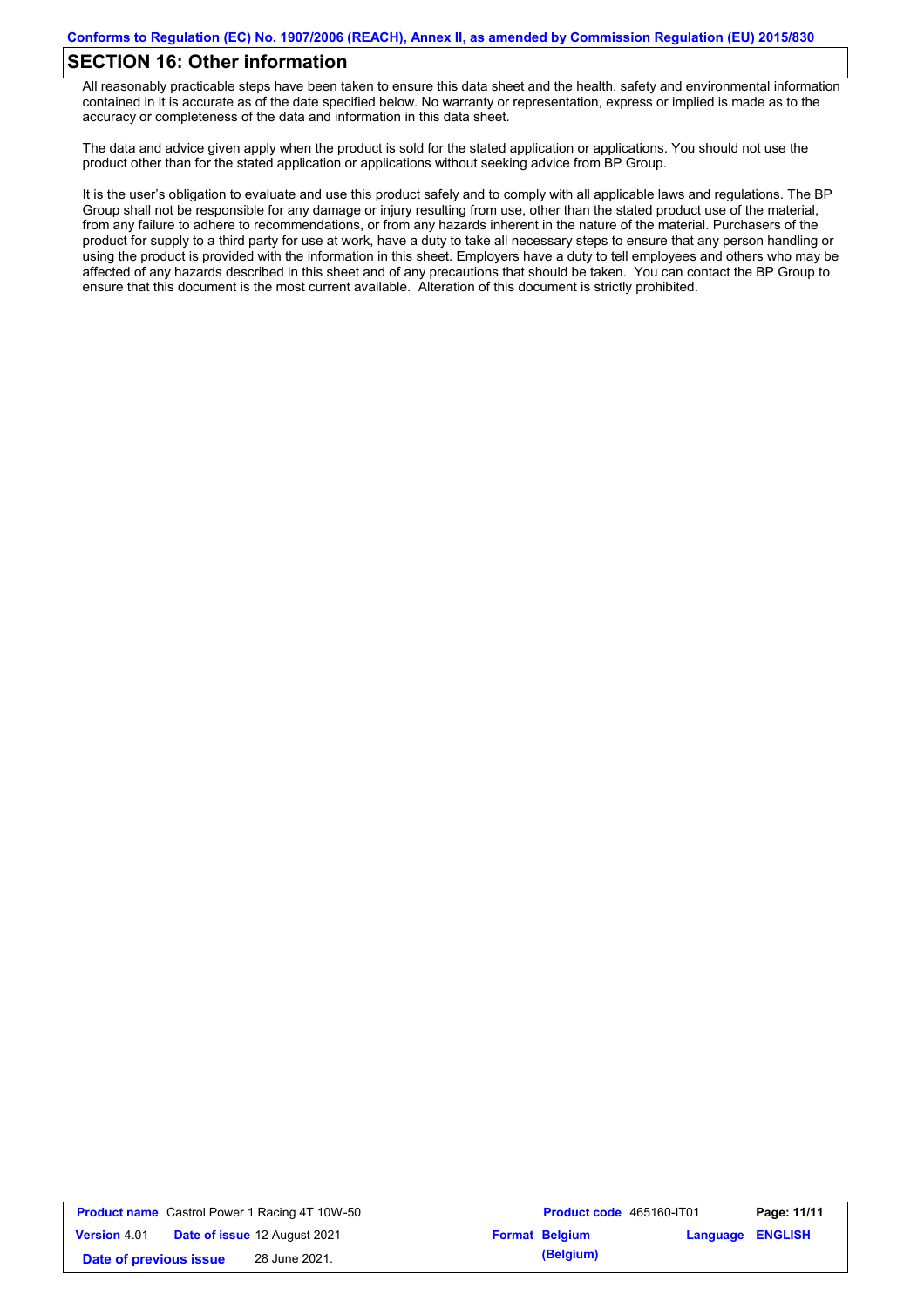## SECTION 16: Other information

All reasonably practicable steps have been taken to ensure this data sheet and the health, safety and environmental information contained in it is accurate as of the date specified below. No warranty or representation, express or implied is made as to the accuracy or completeness of the data and information in this data sheet.

The data and advice given apply when the product is sold for the stated application or applications. You should not use the product other than for the stated application or applications without seeking advice from BP Group.

It is the user's obligation to evaluate and use this product safely and to comply with all applicable laws and regulations. The BP Group shall not be responsible for any damage or injury resulting from use, other than the stated product use of the material, from any failure to adhere to recommendations, or from any hazards inherent in the nature of the material. Purchasers of the product for supply to a third party for use at work, have a duty to take all necessary steps to ensure that any person handling or using the product is provided with the information in this sheet. Employers have a duty to tell employees and others who may be affected of any hazards described in this sheet and of any precautions that should be taken. You can contact the BP Group to ensure that this document is the most current available. Alteration of this document is strictly prohibited.